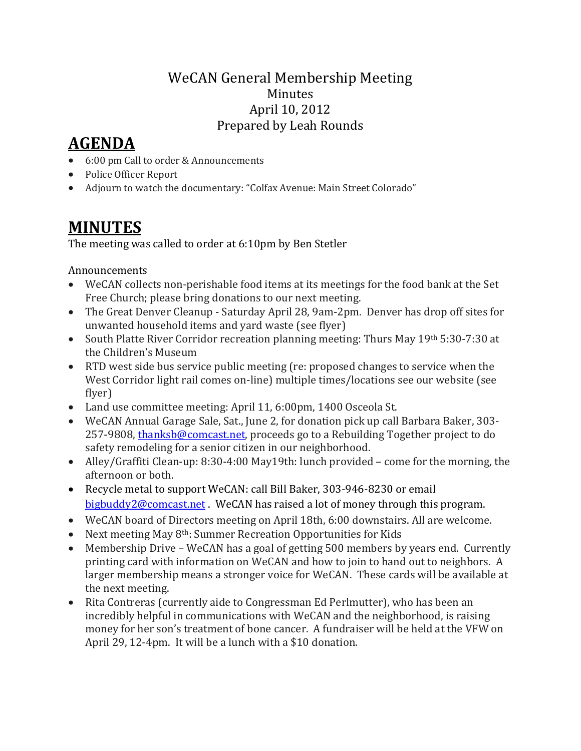# WeCAN General Membership Meeting

Minutes

April 10, 2012

Prepared by Leah Rounds

## AGENDA

- 6:00 pm Call to order & Announcements
- Police Officer Report
- Adjourn to watch the documentary: "Colfax Avenue: Main Street Colorado"

## MINUTES

The meeting was called to order at 6:10pm by Ben Stetler

Announcements

- WeCAN collects non-perishable food items at its meetings for the food bank at the Set Free Church; please bring donations to our next meeting.
- The Great Denver Cleanup - Saturday April 28, 9am-2pm. Denver has drop off sites for unwanted household items and yard waste (see flyer)
- South Platte River Corridor recreation planning meeting: Thurs May 19th 5:30-7:30 at the Children's Museum
- RTD west side bus service public meeting (re: proposed changes to service when the West Corridor light rail comes on-line) multiple times/locations see our website (see flyer)
- Land use committee meeting: April 11, 6:00pm, 1400 Osceola St.
- WeCAN Annual Garage Sale, Sat., June 2, for donation pick up call Barbara Baker, 303-257-9808, thanksb@comcast.net, proceeds go to a Rebuilding Together project to do safety remodeling for a senior citizen in our neighborhood.
- Alley/Graffiti Clean-up: 8:30-4:00 May19th: lunch provided – come for the morning, the afternoon or both.
- Recycle metal to support WeCAN: call Bill Baker, 303-946-8230 or email bigbuddy2@comcast.net . WeCAN has raised a lot of money through this program.
- WeCAN board of Directors meeting on April 18th, 6:00 downstairs. All are welcome.
- Next meeting May 8th: Summer Recreation Opportunities for Kids
- Membership Drive – WeCAN has a goal of getting 500 members by years end. Currently printing card with information on WeCAN and how to join to hand out to neighbors. A larger membership means a stronger voice for WeCAN. These cards will be available at the next meeting.
- Rita Contreras (currently aide to Congressman Ed Perlmutter), who has been an incredibly helpful in communications with WeCAN and the neighborhood, is raising money for her son's treatment of bone cancer. A fundraiser will be held at the VFW on April 29, 12-4pm. It will be a lunch with a $10 donation.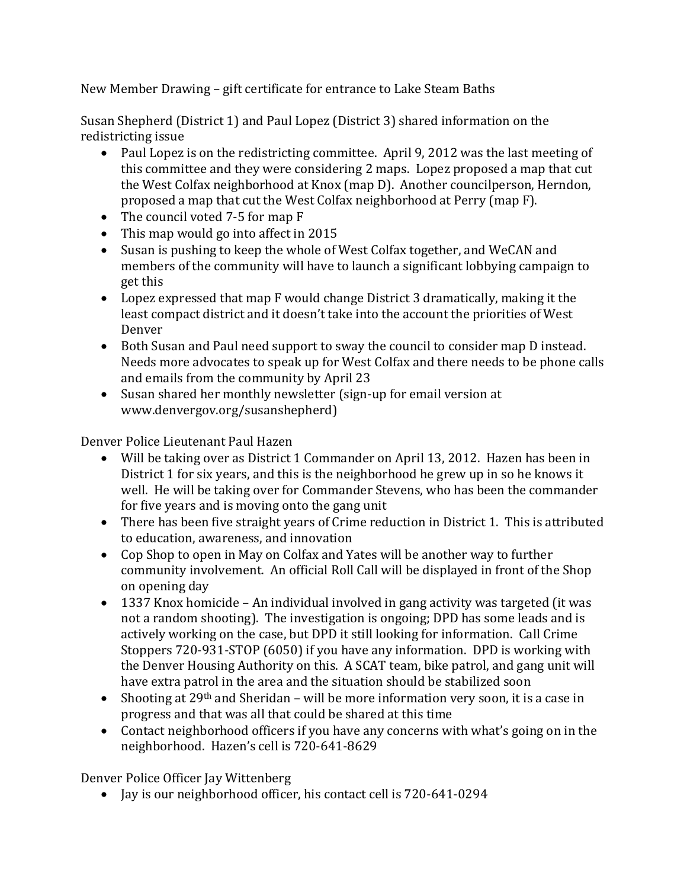New Member Drawing – gift certificate for entrance to Lake Steam Baths

Susan Shepherd (District 1) and Paul Lopez (District 3) shared information on the redistricting issue

- Paul Lopez is on the redistricting committee. April 9, 2012 was the last meeting of this committee and they were considering 2 maps. Lopez proposed a map that cut the West Colfax neighborhood at Knox (map D). Another councilperson, Herndon, proposed a map that cut the West Colfax neighborhood at Perry (map F).
- The council voted 7-5 for map F
- This map would go into affect in 2015
- Susan is pushing to keep the whole of West Colfax together, and WeCAN and members of the community will have launch a significant lobbying campaign to get this
- Lopez expressed that map F would change District 3 dramatically, making it the least compact district and it doesn't take into the account the priorities of West Denver
- Both Susan and Paul need support to sway the council to consider map D instead. Needs more advocates to speak up for West Colfax and there needs to be phone calls and emails from the community by April 23
- Susan shared her monthly newsletter (sign-up for email version at www.denvergov.org/susanshepherd)

Denver Police Lieutenant Paul Hazen

- Will be taking over as District 1 Commander on April 13, 2012. Hazen has been in District 1 for six years, and this is the neighborhood he grew up in so he knows it well. He will be taking over for Commander Stevens, who has been the commander for five years and is moving onto the gang unit
- There has been five straight years of Crime reduction in District 1. This is attributed to education, awareness, and innovation
- Cop Shop to open in May on Colfax and Yates will be another way to further community involvement. An official Roll Call will be displayed in front of the Shop on opening day
- 1337 Knox homicide – An individual involved in gang activity was targeted (it was not a random shooting). The investigation is ongoing; DPD has some leads and is actively working on the case, but DPD it still looking for information. Call Crime Stoppers 720-931-STOP (6050) if you have any information. DPD is working with the Denver Housing Authority on this. A SCAT team, bike patrol, and gang unit will have extra patrol in the area and the situation should be stabilized soon
- Shooting at 29th and Sheridan – will be more information very soon, it is a case in progress and that was all that could be shared at this time
- Contact neighborhood officers if you have any concerns with what's going on in the neighborhood. Hazen's cell is 720-641-8629

Denver Police Officer Jay Wittenberg

- Jay is our neighborhood officer, his contact cell is 720-641-0294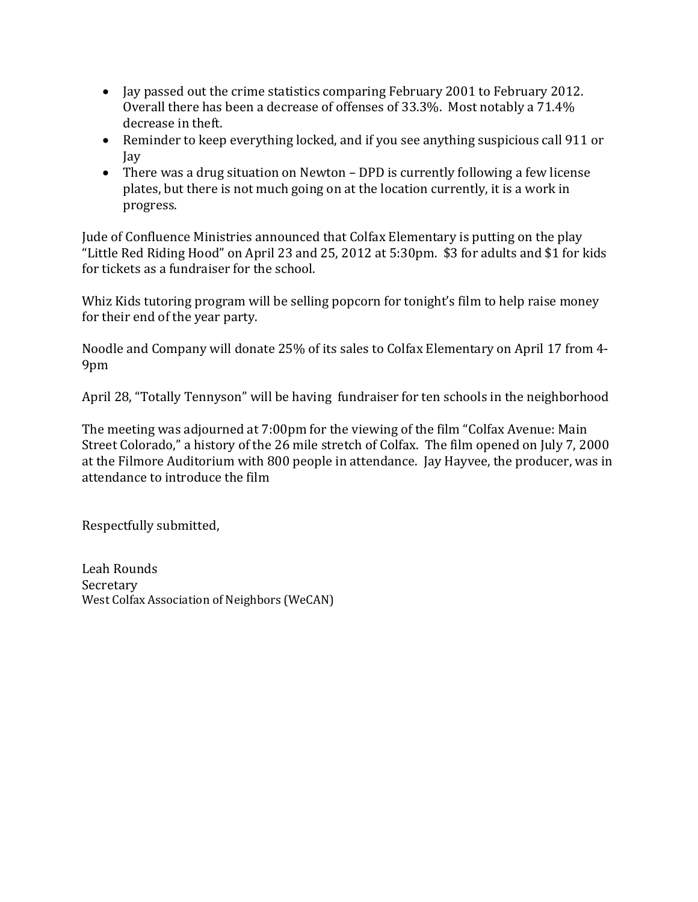- Jay passed out the crime statistics comparing February 2001 to February 2012. Overall there has been a decrease of offenses of 33.3%. Most notably a 71.4% decrease in theft.
- Reminder to keep everything locked, and if you see anything suspicious call 911 or Jay
- There was a drug situation on Newton – DPD is currently following a few license plates, but there is not much going on at the location currently, it is a work in progress.

Jude of Confluence Ministries announced that Colfax Elementary is putting on the play "Little Red Riding Hood" on April 23 and 25, 2012 at 5:30pm. $3 for adults and $1 for kids for tickets as a fundraiser for the school.

Whiz Kids tutoring program will be selling popcorn for tonight's film to help raise money for their end of the year party.

Noodle and Company will donate 25% of its sales to Colfax Elementary on April 17 from 4-9pm

April 28, "Totally Tennyson" will be having fundraiser for ten schools in the neighborhood

The meeting was adjourned at 7:00pm for the viewing of the film "Colfax Avenue: Main Street Colorado," a history of the 26 mile stretch of Colfax. The film opened on July 7, 2000 at the Filmore Auditorium with 800 people in attendance. Jay Hayvee, the producer, was in attendance to introduce the film

Respectfully submitted,

Leah Rounds
Secretary
West Colfax Association of Neighbors (WeCAN)